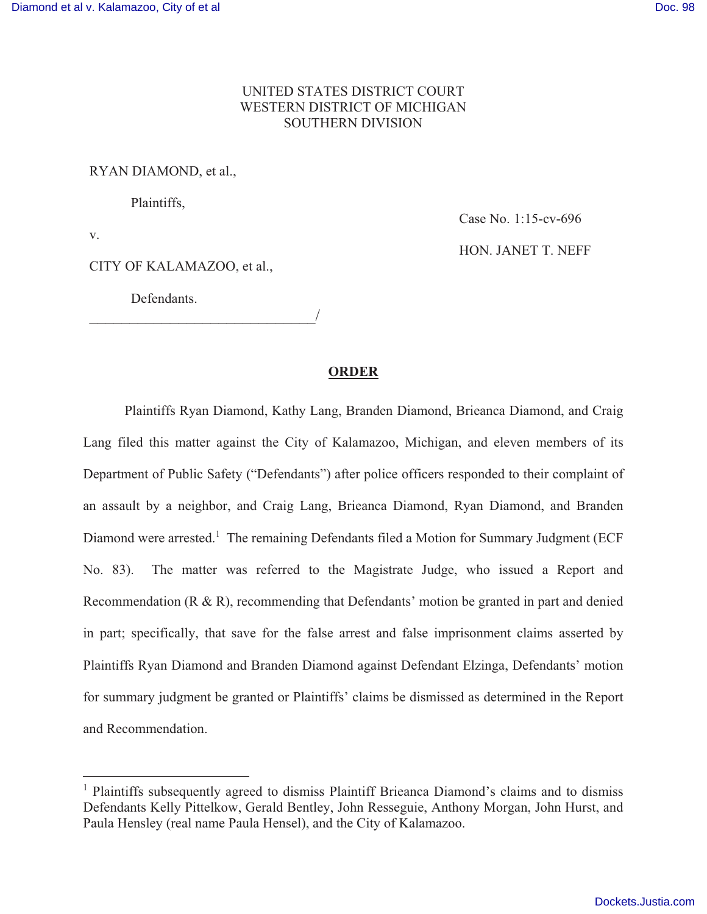UNITED STATES DISTRICT COURT
WESTERN DISTRICT OF MICHIGAN
SOUTHERN DIVISION

RYAN DIAMOND, et al.,

Plaintiffs,

v.

CITY OF KALAMAZOO, et al.,

Defendants.

Case No. 1:15-cv-696

HON. JANET T. NEFF

______________________________/

## ORDER

Plaintiffs Ryan Diamond, Kathy Lang, Branden Diamond, Brieanca Diamond, and Craig Lang filed this matter against the City of Kalamazoo, Michigan, and eleven members of its Department of Public Safety ("Defendants") after police officers responded to their complaint of an assault by a neighbor, and Craig Lang, Brieanca Diamond, Ryan Diamond, and Branden Diamond were arrested.[1] The remaining Defendants filed a Motion for Summary Judgment (ECF No. 83). The matter was referred to the Magistrate Judge, who issued a Report and Recommendation (R & R), recommending that Defendants' motion be granted in part and denied in part; specifically, that save for the false arrest and false imprisonment claims asserted by Plaintiffs Ryan Diamond and Branden Diamond against Defendant Elzinga, Defendants' motion for summary judgment be granted or Plaintiffs' claims be dismissed as determined in the Report and Recommendation.

[1] Plaintiffs subsequently agreed to dismiss Plaintiff Brieanca Diamond's claims and to dismiss Defendants Kelly Pittelkow, Gerald Bentley, John Resseguie, Anthony Morgan, John Hurst, and Paula Hensley (real name Paula Hensel), and the City of Kalamazoo.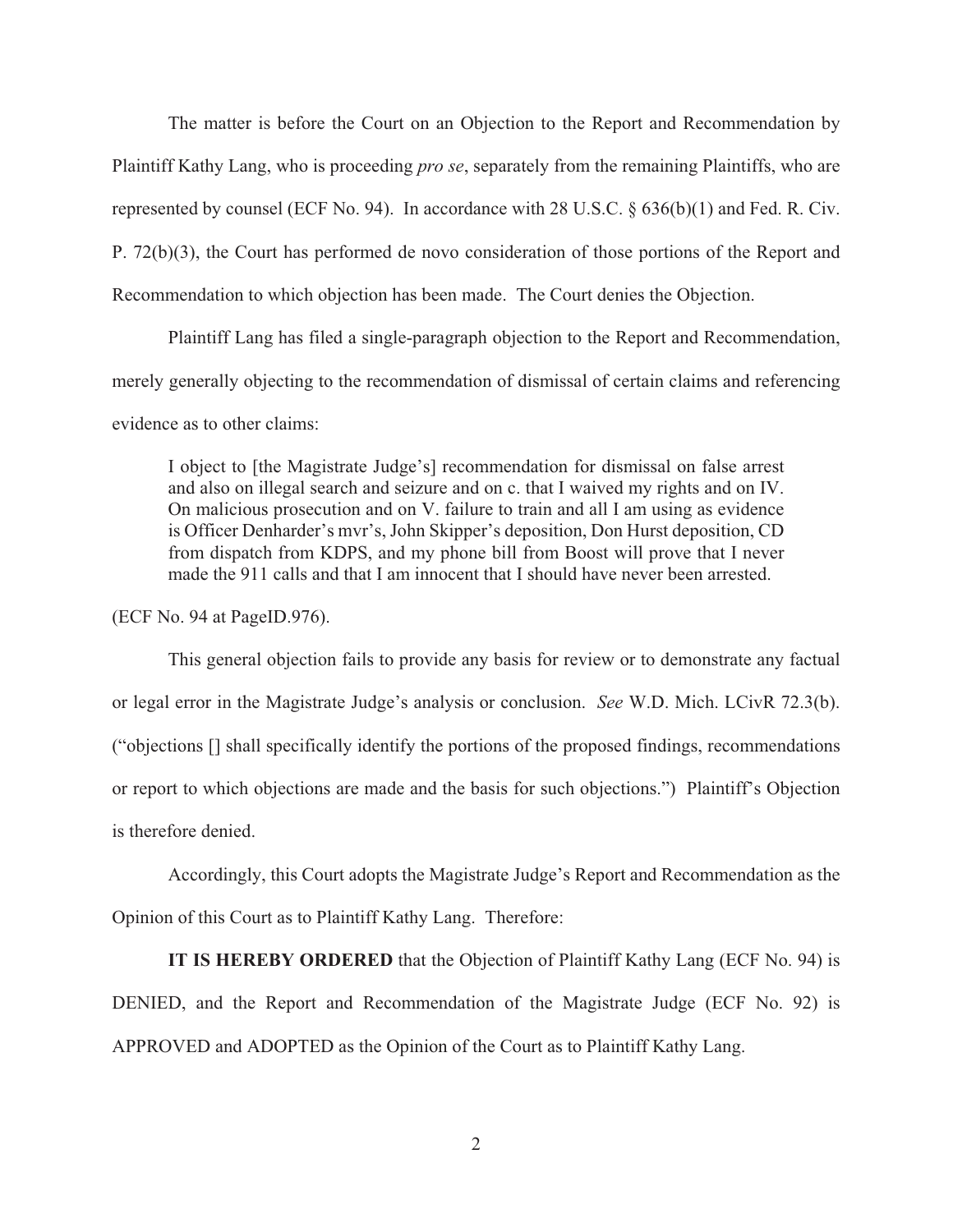The matter is before the Court on an Objection to the Report and Recommendation by Plaintiff Kathy Lang, who is proceeding *pro se*, separately from the remaining Plaintiffs, who are represented by counsel (ECF No. 94). In accordance with 28 U.S.C. § 636(b)(1) and Fed. R. Civ. P. 72(b)(3), the Court has performed de novo consideration of those portions of the Report and Recommendation to which objection has been made. The Court denies the Objection.

Plaintiff Lang has filed a single-paragraph objection to the Report and Recommendation, merely generally objecting to the recommendation of dismissal of certain claims and referencing evidence as to other claims:

> I object to [the Magistrate Judge's] recommendation for dismissal on false arrest and also on illegal search and seizure and on c. that I waived my rights and on IV. On malicious prosecution and on V. failure to train and all I am using as evidence is Officer Denharder's mvr's, John Skipper's deposition, Don Hurst deposition, CD from dispatch from KDPS, and my phone bill from Boost will prove that I never made the 911 calls and that I am innocent that I should have never been arrested.

(ECF No. 94 at PageID.976).

This general objection fails to provide any basis for review or to demonstrate any factual or legal error in the Magistrate Judge's analysis or conclusion. *See* W.D. Mich. LCivR 72.3(b). ("objections [] shall specifically identify the portions of the proposed findings, recommendations or report to which objections are made and the basis for such objections.") Plaintiff's Objection is therefore denied.

Accordingly, this Court adopts the Magistrate Judge's Report and Recommendation as the Opinion of this Court as to Plaintiff Kathy Lang. Therefore:

**IT IS HEREBY ORDERED** that the Objection of Plaintiff Kathy Lang (ECF No. 94) is DENIED, and the Report and Recommendation of the Magistrate Judge (ECF No. 92) is APPROVED and ADOPTED as the Opinion of the Court as to Plaintiff Kathy Lang.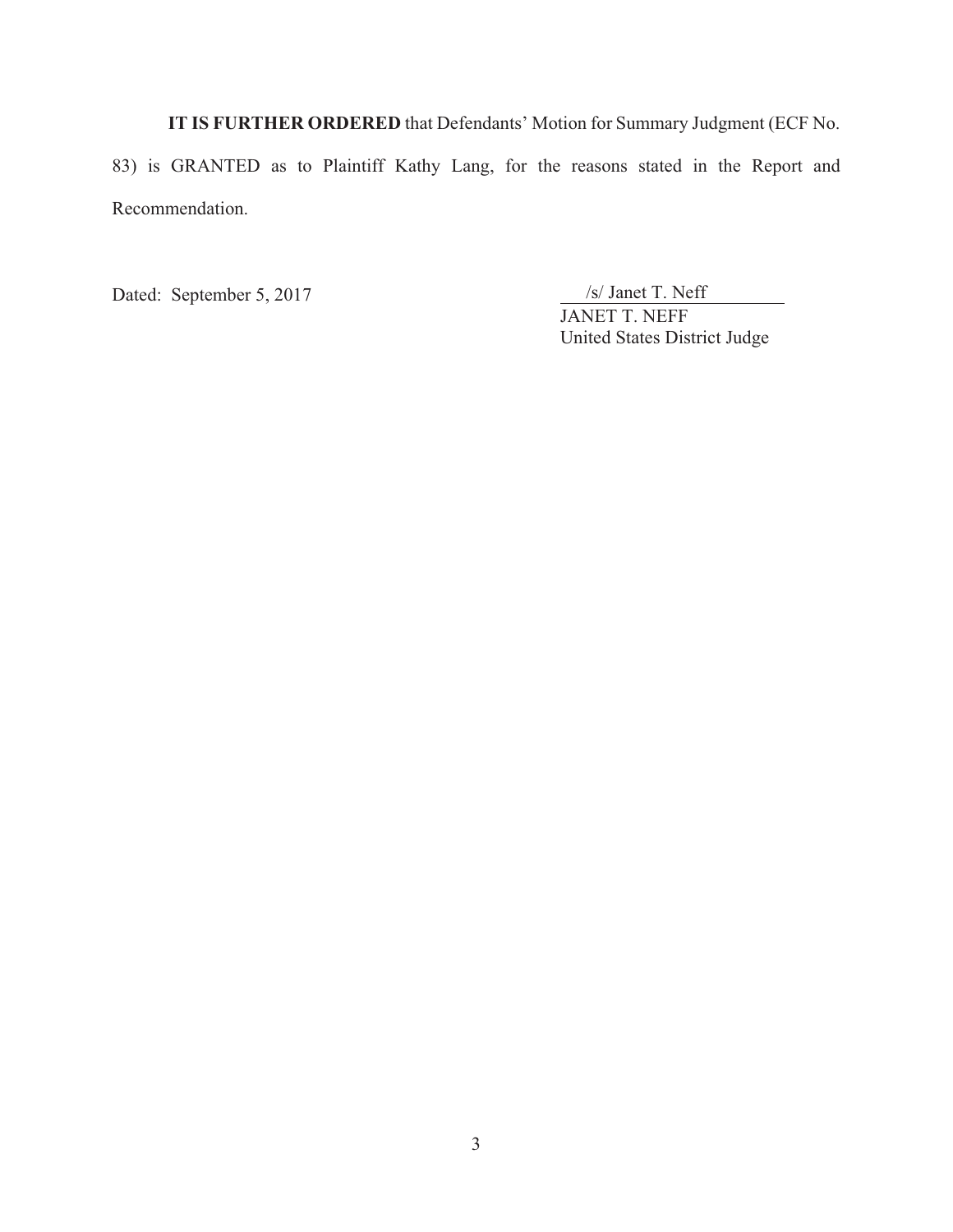**IT IS FURTHER ORDERED** that Defendants' Motion for Summary Judgment (ECF No. 83) is GRANTED as to Plaintiff Kathy Lang, for the reasons stated in the Report and Recommendation.

Dated: September 5, 2017

/s/ Janet T. Neff
JANET T. NEFF
United States District Judge